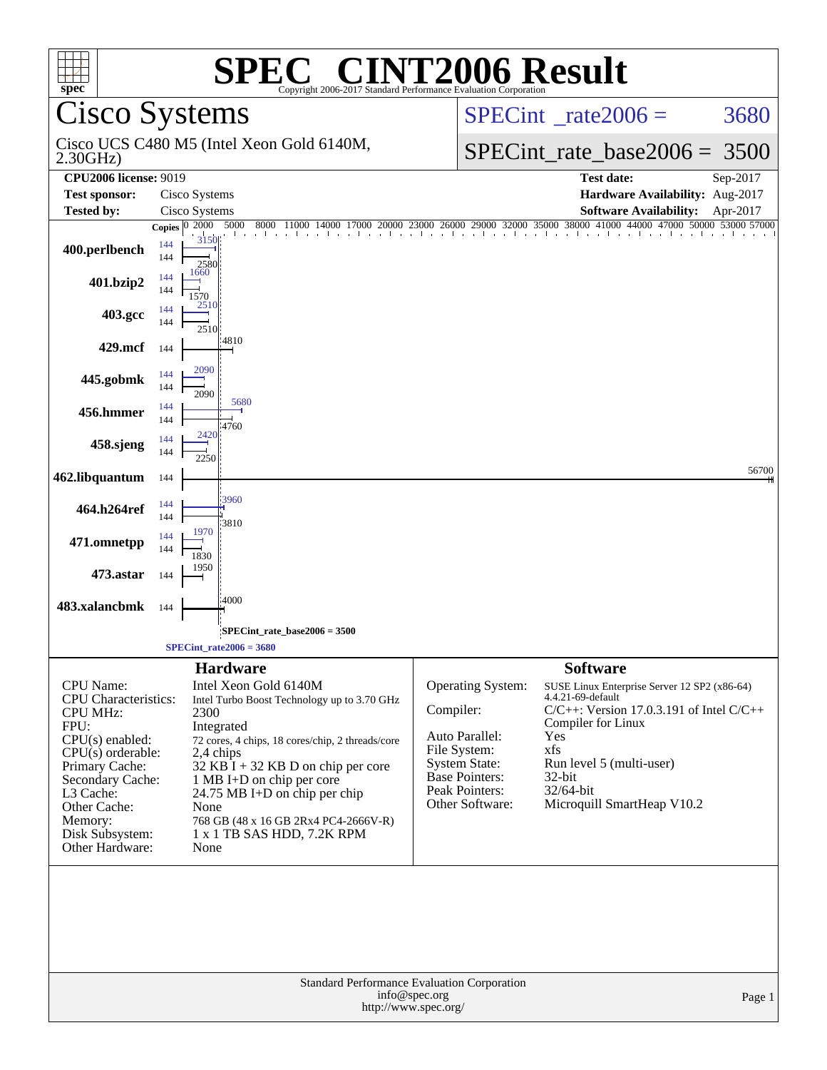# SPEC CINT2006 Result

Copyright 2006-2017 Standard Performance Evaluation Corporation

## Cisco Systems

Cisco UCS C480 M5 (Intel Xeon Gold 6140M, 2.30GHz)

SPECint_rate2006 = 3680

SPECint_rate_base2006 = 3500

| | | | |
|---|---|---|---|
| **CPU2006 license:** 9019 | | **Test date:** | Sep-2017 |
| **Test sponsor:** | Cisco Systems | **Hardware Availability:** | Aug-2017 |
| **Tested by:** | Cisco Systems | **Software Availability:** | Apr-2017 |

| Benchmark | Copies (peak) | Peak | Copies (base) | Base |
|---|---|---|---|---|
| 400.perlbench | 144 | 3150 | 144 | 2580 |
| 401.bzip2 | 144 | 1660 | 144 | 1570 |
| 403.gcc | 144 | 2510 | 144 | 2510 |
| 429.mcf | | | 144 | 4810 |
| 445.gobmk | 144 | 2090 | 144 | 2090 |
| 456.hmmer | 144 | 5680 | 144 | 4760 |
| 458.sjeng | 144 | 2420 | 144 | 2250 |
| 462.libquantum | | | 144 | 56700 |
| 464.h264ref | 144 | 3960 | 144 | 3810 |
| 471.omnetpp | 144 | 1970 | 144 | 1830 |
| 473.astar | | | 144 | 1950 |
| 483.xalancbmk | | | 144 | 4000 |

SPECint_rate_base2006 = 3500

SPECint_rate2006 = 3680

### Hardware

| | |
|---|---|
| CPU Name: | Intel Xeon Gold 6140M |
| CPU Characteristics: | Intel Turbo Boost Technology up to 3.70 GHz |
| CPU MHz: | 2300 |
| FPU: | Integrated |
| CPU(s) enabled: | 72 cores, 4 chips, 18 cores/chip, 2 threads/core |
| CPU(s) orderable: | 2,4 chips |
| Primary Cache: | 32 KB I + 32 KB D on chip per core |
| Secondary Cache: | 1 MB I+D on chip per core |
| L3 Cache: | 24.75 MB I+D on chip per chip |
| Other Cache: | None |
| Memory: | 768 GB (48 x 16 GB 2Rx4 PC4-2666V-R) |
| Disk Subsystem: | 1 x 1 TB SAS HDD, 7.2K RPM |
| Other Hardware: | None |

### Software

| | |
|---|---|
| Operating System: | SUSE Linux Enterprise Server 12 SP2 (x86-64) 4.4.21-69-default |
| Compiler: | C/C++: Version 17.0.3.191 of Intel C/C++ Compiler for Linux |
| Auto Parallel: | Yes |
| File System: | xfs |
| System State: | Run level 5 (multi-user) |
| Base Pointers: | 32-bit |
| Peak Pointers: | 32/64-bit |
| Other Software: | Microquill SmartHeap V10.2 |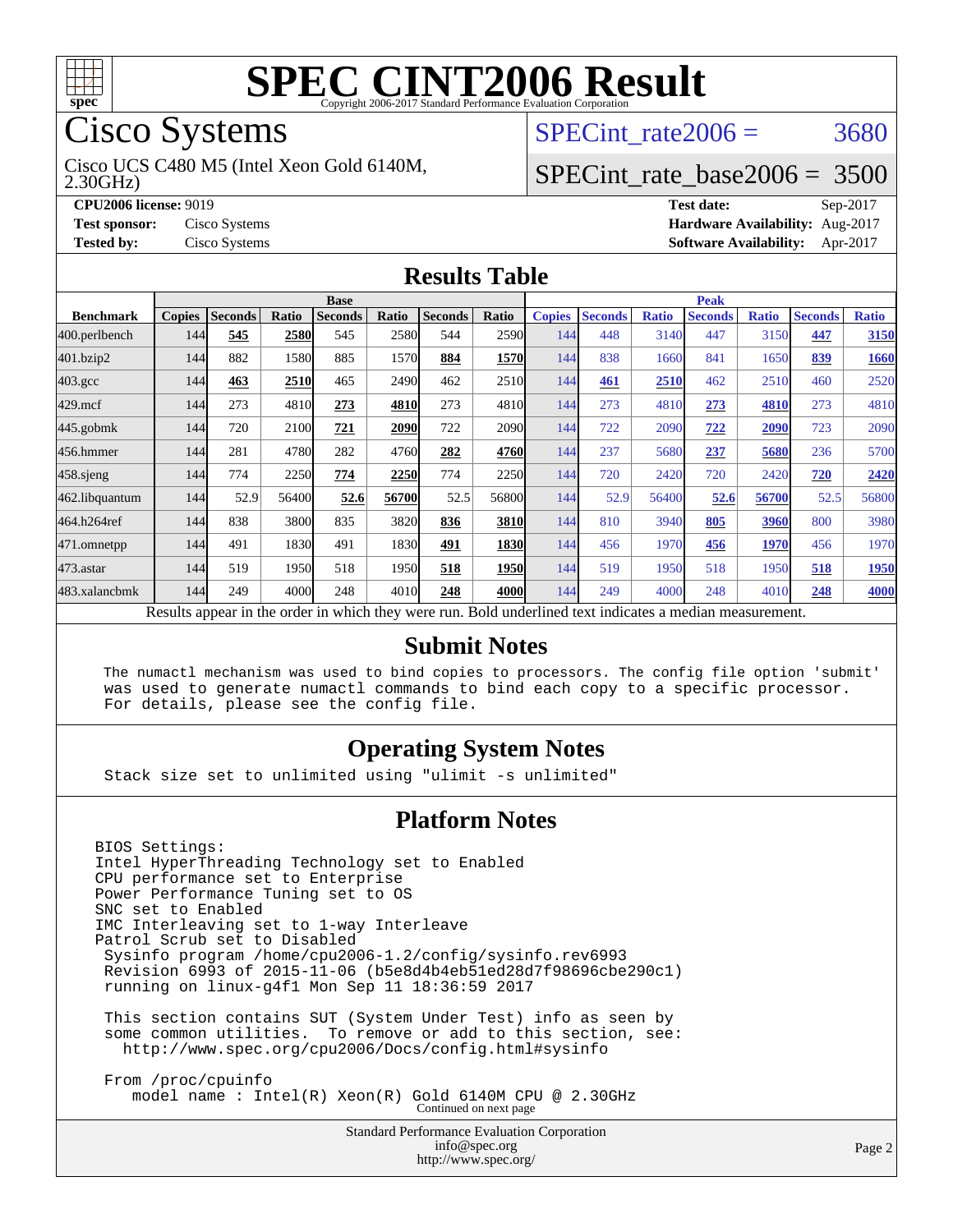# SPEC CINT2006 Result

Copyright 2006-2017 Standard Performance Evaluation Corporation

## Cisco Systems

Cisco UCS C480 M5 (Intel Xeon Gold 6140M, 2.30GHz)

SPECint_rate2006 = 3680

SPECint_rate_base2006 = 3500

**CPU2006 license:** 9019
**Test sponsor:** Cisco Systems
**Tested by:** Cisco Systems

**Test date:** Sep-2017
**Hardware Availability:** Aug-2017
**Software Availability:** Apr-2017

## Results Table

| Benchmark | Base | | | | | | | Peak | | | | | | |
|---|---|---|---|---|---|---|---|---|---|---|---|---|---|---|
| | Copies | Seconds | Ratio | Seconds | Ratio | Seconds | Ratio | Copies | Seconds | Ratio | Seconds | Ratio | Seconds | Ratio |
| 400.perlbench | 144 | **545** | **2580** | 545 | 2580 | 544 | 2590 | 144 | 448 | 3140 | 447 | 3150 | **447** | **3150** |
| 401.bzip2 | 144 | 882 | 1580 | 885 | 1570 | **884** | **1570** | 144 | 838 | 1660 | 841 | 1650 | **839** | **1660** |
| 403.gcc | 144 | **463** | **2510** | 465 | 2490 | 462 | 2510 | 144 | **461** | **2510** | 462 | 2510 | 460 | 2520 |
| 429.mcf | 144 | 273 | 4810 | **273** | **4810** | 273 | 4810 | 144 | 273 | 4810 | **273** | **4810** | 273 | 4810 |
| 445.gobmk | 144 | 720 | 2100 | **721** | **2090** | 722 | 2090 | 144 | 722 | 2090 | **722** | **2090** | 723 | 2090 |
| 456.hmmer | 144 | 281 | 4780 | 282 | 4760 | **282** | **4760** | 144 | 237 | 5680 | **237** | **5680** | 236 | 5700 |
| 458.sjeng | 144 | 774 | 2250 | **774** | **2250** | 774 | 2250 | 144 | 720 | 2420 | 720 | 2420 | **720** | **2420** |
| 462.libquantum | 144 | 52.9 | 56400 | **52.6** | **56700** | 52.5 | 56800 | 144 | 52.9 | 56400 | **52.6** | **56700** | 52.5 | 56800 |
| 464.h264ref | 144 | 838 | 3800 | 835 | 3820 | **836** | **3810** | 144 | 810 | 3940 | **805** | **3960** | 800 | 3980 |
| 471.omnetpp | 144 | 491 | 1830 | 491 | 1830 | **491** | **1830** | 144 | 456 | 1970 | **456** | **1970** | 456 | 1970 |
| 473.astar | 144 | 519 | 1950 | 518 | 1950 | **518** | **1950** | 144 | 519 | 1950 | 518 | 1950 | **518** | **1950** |
| 483.xalancbmk | 144 | 249 | 4000 | 248 | 4010 | **248** | **4000** | 144 | 249 | 4000 | 248 | 4010 | **248** | **4000** |

Results appear in the order in which they were run. Bold underlined text indicates a median measurement.

## Submit Notes

```
The numactl mechanism was used to bind copies to processors. The config file option 'submit'
was used to generate numactl commands to bind each copy to a specific processor.
For details, please see the config file.
```

## Operating System Notes

```
Stack size set to unlimited using "ulimit -s unlimited"
```

## Platform Notes

```
BIOS Settings:
Intel HyperThreading Technology set to Enabled
CPU performance set to Enterprise
Power Performance Tuning set to OS
SNC set to Enabled
IMC Interleaving set to 1-way Interleave
Patrol Scrub set to Disabled
 Sysinfo program /home/cpu2006-1.2/config/sysinfo.rev6993
 Revision 6993 of 2015-11-06 (b5e8d4b4eb51ed28d7f98696cbe290c1)
 running on linux-g4f1 Mon Sep 11 18:36:59 2017

 This section contains SUT (System Under Test) info as seen by
 some common utilities.  To remove or add to this section, see:
   http://www.spec.org/cpu2006/Docs/config.html#sysinfo

 From /proc/cpuinfo
    model name : Intel(R) Xeon(R) Gold 6140M CPU @ 2.30GHz
```

Continued on next page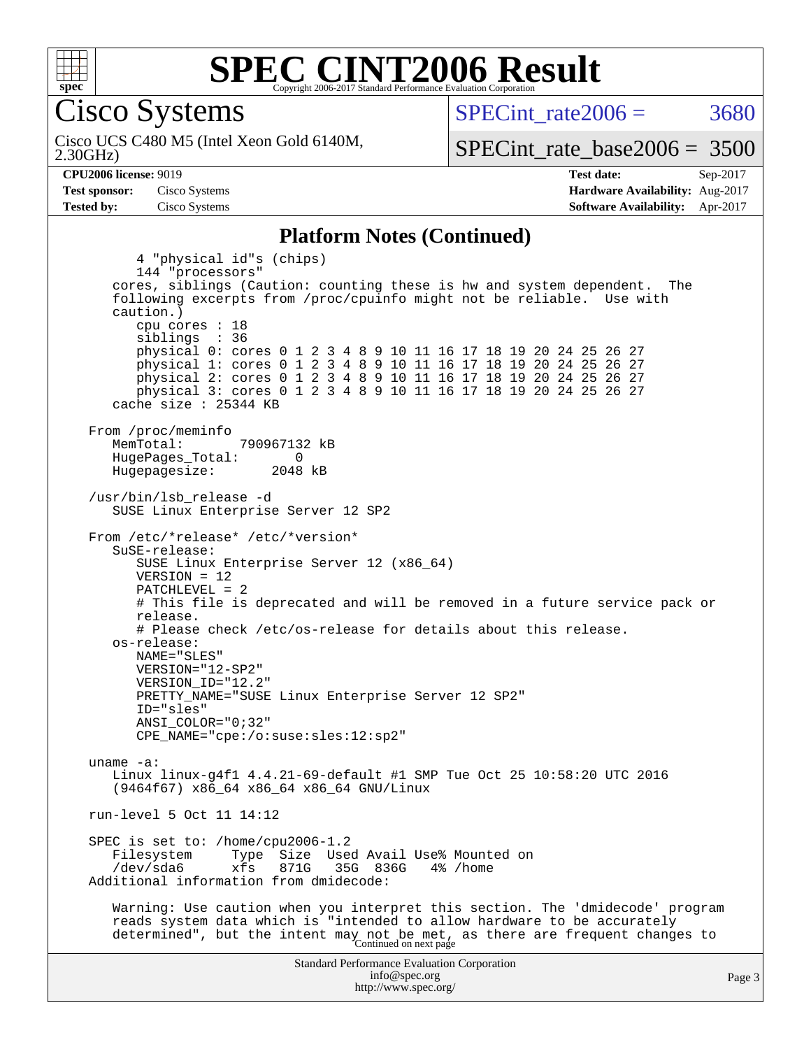# SPEC CINT2006 Result

Copyright 2006-2017 Standard Performance Evaluation Corporation

## Cisco Systems

Cisco UCS C480 M5 (Intel Xeon Gold 6140M, 2.30GHz)

SPECint_rate2006 = 3680

SPECint_rate_base2006 = 3500

**CPU2006 license:** 9019
**Test sponsor:** Cisco Systems
**Tested by:** Cisco Systems

**Test date:** Sep-2017
**Hardware Availability:** Aug-2017
**Software Availability:** Apr-2017

### Platform Notes (Continued)

```
        4 "physical id"s (chips)
        144 "processors"
     cores, siblings (Caution: counting these is hw and system dependent.  The
     following excerpts from /proc/cpuinfo might not be reliable.  Use with
     caution.)
        cpu cores : 18
        siblings  : 36
        physical 0: cores 0 1 2 3 4 8 9 10 11 16 17 18 19 20 24 25 26 27
        physical 1: cores 0 1 2 3 4 8 9 10 11 16 17 18 19 20 24 25 26 27
        physical 2: cores 0 1 2 3 4 8 9 10 11 16 17 18 19 20 24 25 26 27
        physical 3: cores 0 1 2 3 4 8 9 10 11 16 17 18 19 20 24 25 26 27
     cache size : 25344 KB

  From /proc/meminfo
     MemTotal:       790967132 kB
     HugePages_Total:       0
     Hugepagesize:       2048 kB

  /usr/bin/lsb_release -d
     SUSE Linux Enterprise Server 12 SP2

  From /etc/*release* /etc/*version*
     SuSE-release:
        SUSE Linux Enterprise Server 12 (x86_64)
        VERSION = 12
        PATCHLEVEL = 2
        # This file is deprecated and will be removed in a future service pack or
        release.
        # Please check /etc/os-release for details about this release.
     os-release:
        NAME="SLES"
        VERSION="12-SP2"
        VERSION_ID="12.2"
        PRETTY_NAME="SUSE Linux Enterprise Server 12 SP2"
        ID="sles"
        ANSI_COLOR="0;32"
        CPE_NAME="cpe:/o:suse:sles:12:sp2"

  uname -a:
     Linux linux-g4f1 4.4.21-69-default #1 SMP Tue Oct 25 10:58:20 UTC 2016
     (9464f67) x86_64 x86_64 x86_64 GNU/Linux

  run-level 5 Oct 11 14:12

  SPEC is set to: /home/cpu2006-1.2
     Filesystem     Type  Size  Used Avail Use% Mounted on
     /dev/sda6      xfs   871G   35G  836G   4% /home
  Additional information from dmidecode:

     Warning: Use caution when you interpret this section. The 'dmidecode' program
     reads system data which is "intended to allow hardware to be accurately
     determined", but the intent may not be met, as there are frequent changes to
```

Continued on next page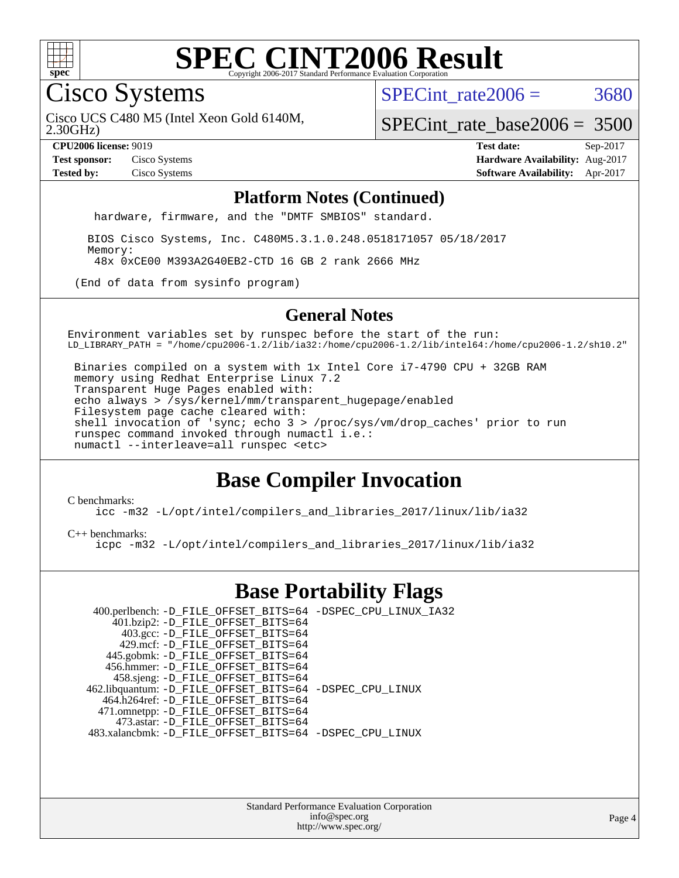# SPEC CINT2006 Result

Copyright 2006-2017 Standard Performance Evaluation Corporation

## Cisco Systems

Cisco UCS C480 M5 (Intel Xeon Gold 6140M, 2.30GHz)

SPECint_rate2006 = 3680

SPECint_rate_base2006 = 3500

**CPU2006 license:** 9019
**Test sponsor:** Cisco Systems
**Tested by:** Cisco Systems

**Test date:** Sep-2017
**Hardware Availability:** Aug-2017
**Software Availability:** Apr-2017

### Platform Notes (Continued)

```
hardware, firmware, and the "DMTF SMBIOS" standard.

BIOS Cisco Systems, Inc. C480M5.3.1.0.248.0518171057 05/18/2017
Memory:
 48x 0xCE00 M393A2G40EB2-CTD 16 GB 2 rank 2666 MHz

(End of data from sysinfo program)
```

### General Notes

```
Environment variables set by runspec before the start of the run:
LD_LIBRARY_PATH = "/home/cpu2006-1.2/lib/ia32:/home/cpu2006-1.2/lib/intel64:/home/cpu2006-1.2/sh10.2"

 Binaries compiled on a system with 1x Intel Core i7-4790 CPU + 32GB RAM
 memory using Redhat Enterprise Linux 7.2
 Transparent Huge Pages enabled with:
 echo always > /sys/kernel/mm/transparent_hugepage/enabled
 Filesystem page cache cleared with:
 shell invocation of 'sync; echo 3 > /proc/sys/vm/drop_caches' prior to run
 runspec command invoked through numactl i.e.:
 numactl --interleave=all runspec <etc>
```

## Base Compiler Invocation

C benchmarks:

```
icc -m32 -L/opt/intel/compilers_and_libraries_2017/linux/lib/ia32
```

C++ benchmarks:

```
icpc -m32 -L/opt/intel/compilers_and_libraries_2017/linux/lib/ia32
```

## Base Portability Flags

```
 400.perlbench: -D_FILE_OFFSET_BITS=64 -DSPEC_CPU_LINUX_IA32
     401.bzip2: -D_FILE_OFFSET_BITS=64
       403.gcc: -D_FILE_OFFSET_BITS=64
       429.mcf: -D_FILE_OFFSET_BITS=64
    445.gobmk: -D_FILE_OFFSET_BITS=64
    456.hmmer: -D_FILE_OFFSET_BITS=64
     458.sjeng: -D_FILE_OFFSET_BITS=64
462.libquantum: -D_FILE_OFFSET_BITS=64 -DSPEC_CPU_LINUX
   464.h264ref: -D_FILE_OFFSET_BITS=64
   471.omnetpp: -D_FILE_OFFSET_BITS=64
     473.astar: -D_FILE_OFFSET_BITS=64
 483.xalancbmk: -D_FILE_OFFSET_BITS=64 -DSPEC_CPU_LINUX
```

Standard Performance Evaluation Corporation
info@spec.org
http://www.spec.org/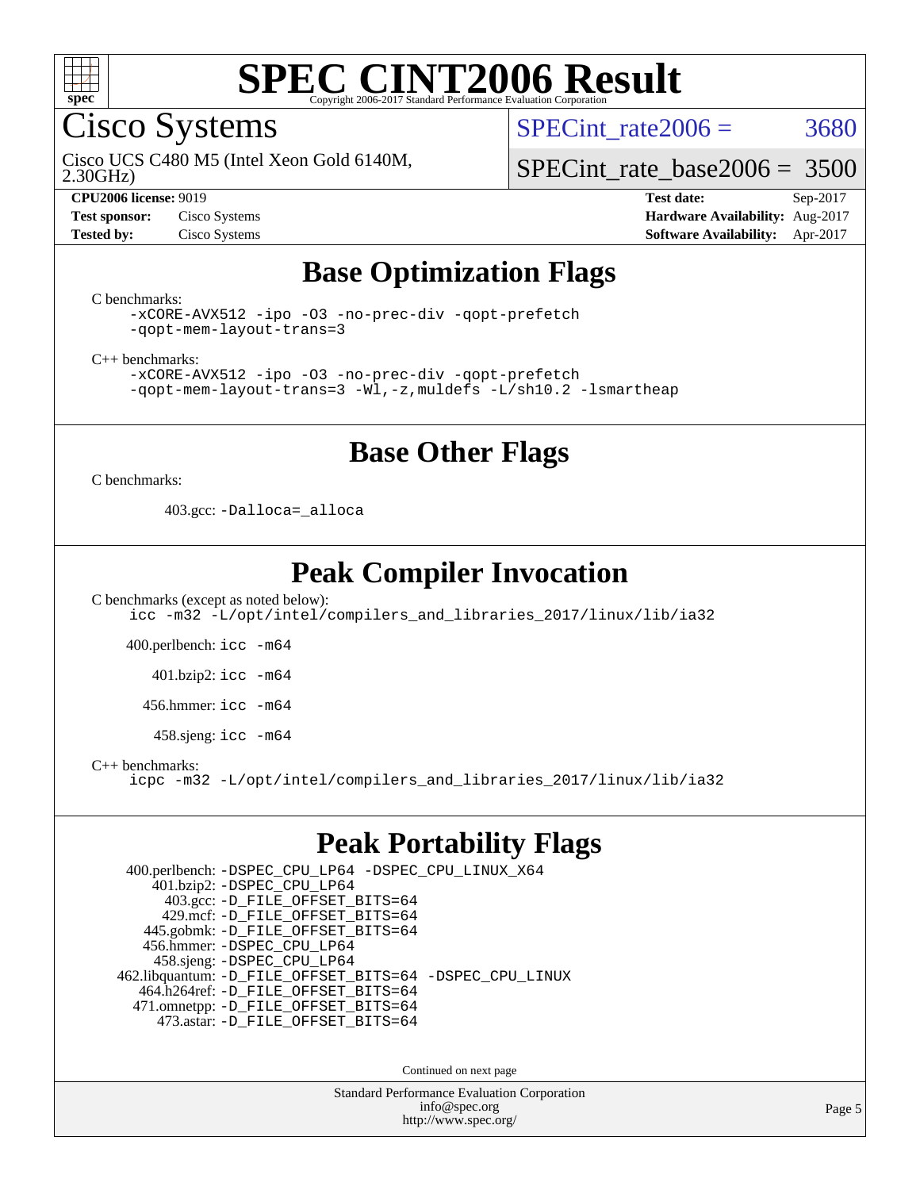# SPEC CINT2006 Result

## Cisco Systems

Cisco UCS C480 M5 (Intel Xeon Gold 6140M, 2.30GHz)

SPECint_rate2006 = 3680

SPECint_rate_base2006 = 3500

**CPU2006 license:** 9019
**Test sponsor:** Cisco Systems
**Tested by:** Cisco Systems

**Test date:** Sep-2017
**Hardware Availability:** Aug-2017
**Software Availability:** Apr-2017

## Base Optimization Flags

C benchmarks:

```
-xCORE-AVX512 -ipo -O3 -no-prec-div -qopt-prefetch
-qopt-mem-layout-trans=3
```

C++ benchmarks:

```
-xCORE-AVX512 -ipo -O3 -no-prec-div -qopt-prefetch
-qopt-mem-layout-trans=3 -Wl,-z,muldefs -L/sh10.2 -lsmartheap
```

## Base Other Flags

C benchmarks:

403.gcc: `-Dalloca=_alloca`

## Peak Compiler Invocation

C benchmarks (except as noted below):

```
icc -m32 -L/opt/intel/compilers_and_libraries_2017/linux/lib/ia32
```

400.perlbench: `icc -m64`

401.bzip2: `icc -m64`

456.hmmer: `icc -m64`

458.sjeng: `icc -m64`

C++ benchmarks:

```
icpc -m32 -L/opt/intel/compilers_and_libraries_2017/linux/lib/ia32
```

## Peak Portability Flags

400.perlbench: `-DSPEC_CPU_LP64 -DSPEC_CPU_LINUX_X64`
401.bzip2: `-DSPEC_CPU_LP64`
403.gcc: `-D_FILE_OFFSET_BITS=64`
429.mcf: `-D_FILE_OFFSET_BITS=64`
445.gobmk: `-D_FILE_OFFSET_BITS=64`
456.hmmer: `-DSPEC_CPU_LP64`
458.sjeng: `-DSPEC_CPU_LP64`
462.libquantum: `-D_FILE_OFFSET_BITS=64 -DSPEC_CPU_LINUX`
464.h264ref: `-D_FILE_OFFSET_BITS=64`
471.omnetpp: `-D_FILE_OFFSET_BITS=64`
473.astar: `-D_FILE_OFFSET_BITS=64`

Continued on next page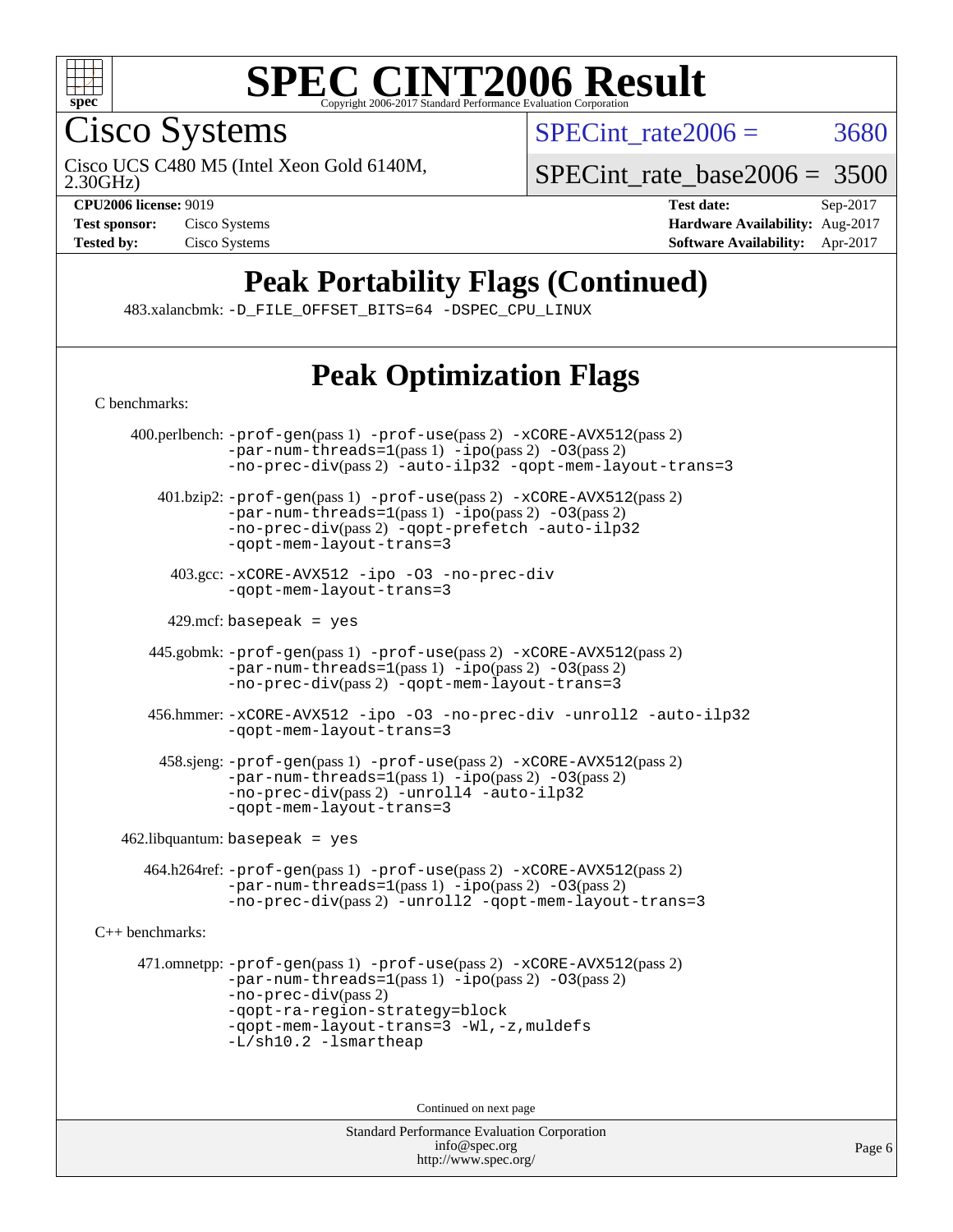# SPEC CINT2006 Result

Copyright 2006-2017 Standard Performance Evaluation Corporation

## Cisco Systems

Cisco UCS C480 M5 (Intel Xeon Gold 6140M, 2.30GHz)

SPECint_rate2006 = 3680

SPECint_rate_base2006 = 3500

**CPU2006 license:** 9019
**Test sponsor:** Cisco Systems
**Tested by:** Cisco Systems

**Test date:** Sep-2017
**Hardware Availability:** Aug-2017
**Software Availability:** Apr-2017

## Peak Portability Flags (Continued)

483.xalancbmk: -D_FILE_OFFSET_BITS=64 -DSPEC_CPU_LINUX

## Peak Optimization Flags

C benchmarks:

400.perlbench: -prof-gen(pass 1) -prof-use(pass 2) -xCORE-AVX512(pass 2) -par-num-threads=1(pass 1) -ipo(pass 2) -O3(pass 2) -no-prec-div(pass 2) -auto-ilp32 -qopt-mem-layout-trans=3

401.bzip2: -prof-gen(pass 1) -prof-use(pass 2) -xCORE-AVX512(pass 2) -par-num-threads=1(pass 1) -ipo(pass 2) -O3(pass 2) -no-prec-div(pass 2) -qopt-prefetch -auto-ilp32 -qopt-mem-layout-trans=3

403.gcc: -xCORE-AVX512 -ipo -O3 -no-prec-div -qopt-mem-layout-trans=3

429.mcf: basepeak = yes

445.gobmk: -prof-gen(pass 1) -prof-use(pass 2) -xCORE-AVX512(pass 2) -par-num-threads=1(pass 1) -ipo(pass 2) -O3(pass 2) -no-prec-div(pass 2) -qopt-mem-layout-trans=3

456.hmmer: -xCORE-AVX512 -ipo -O3 -no-prec-div -unroll2 -auto-ilp32 -qopt-mem-layout-trans=3

458.sjeng: -prof-gen(pass 1) -prof-use(pass 2) -xCORE-AVX512(pass 2) -par-num-threads=1(pass 1) -ipo(pass 2) -O3(pass 2) -no-prec-div(pass 2) -unroll4 -auto-ilp32 -qopt-mem-layout-trans=3

462.libquantum: basepeak = yes

464.h264ref: -prof-gen(pass 1) -prof-use(pass 2) -xCORE-AVX512(pass 2) -par-num-threads=1(pass 1) -ipo(pass 2) -O3(pass 2) -no-prec-div(pass 2) -unroll2 -qopt-mem-layout-trans=3

C++ benchmarks:

471.omnetpp: -prof-gen(pass 1) -prof-use(pass 2) -xCORE-AVX512(pass 2) -par-num-threads=1(pass 1) -ipo(pass 2) -O3(pass 2) -no-prec-div(pass 2) -qopt-ra-region-strategy=block -qopt-mem-layout-trans=3 -Wl,-z,muldefs -L/sh10.2 -lsmartheap

Continued on next page

Standard Performance Evaluation Corporation
info@spec.org
http://www.spec.org/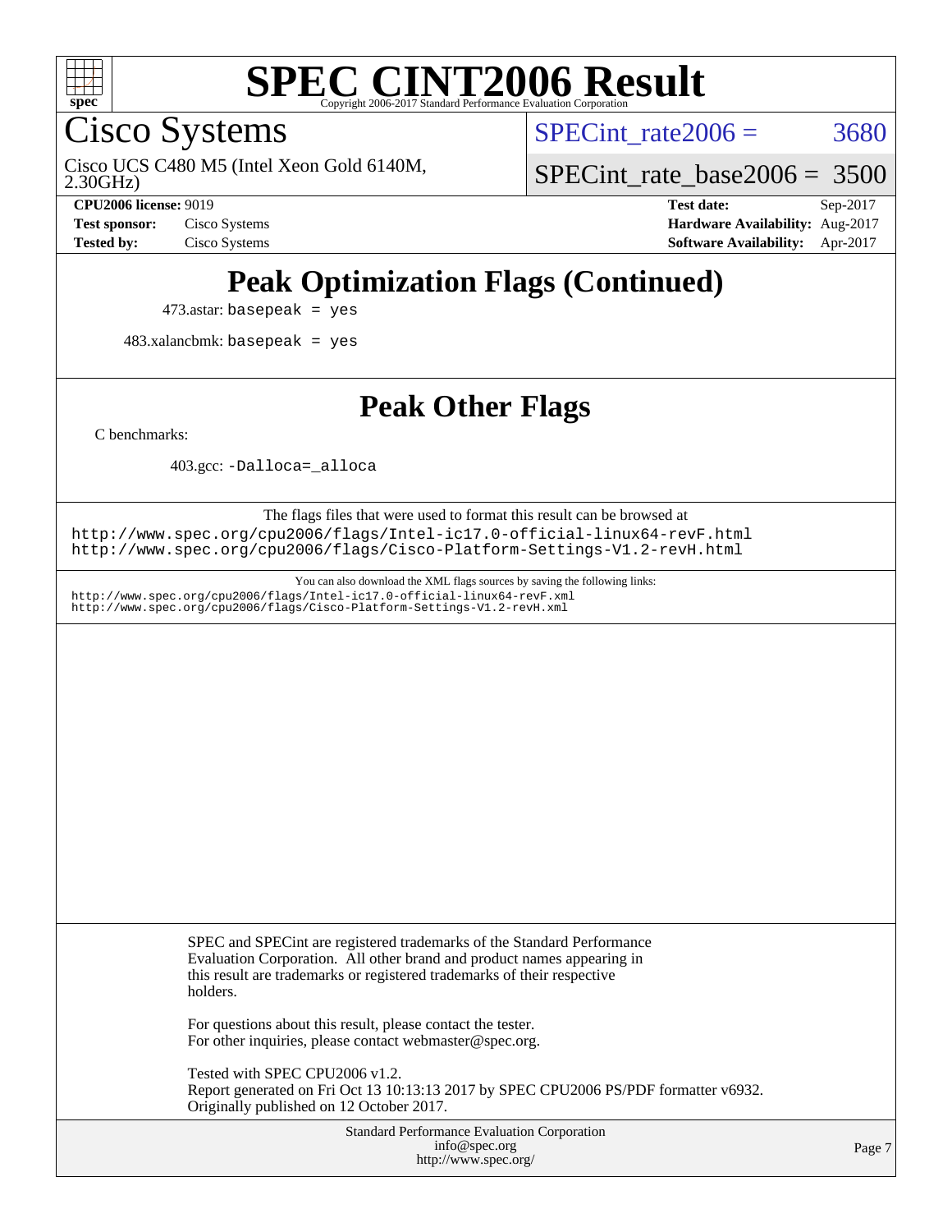# Peak Optimization Flags (Continued)

473.astar: `basepeak = yes`

483.xalancbmk: `basepeak = yes`

# Peak Other Flags

C benchmarks:

403.gcc: `-Dalloca=_alloca`

The flags files that were used to format this result can be browsed at
http://www.spec.org/cpu2006/flags/Intel-ic17.0-official-linux64-revF.html
http://www.spec.org/cpu2006/flags/Cisco-Platform-Settings-V1.2-revH.html

You can also download the XML flags sources by saving the following links:
http://www.spec.org/cpu2006/flags/Intel-ic17.0-official-linux64-revF.xml
http://www.spec.org/cpu2006/flags/Cisco-Platform-Settings-V1.2-revH.xml

SPEC and SPECint are registered trademarks of the Standard Performance Evaluation Corporation. All other brand and product names appearing in this result are trademarks or registered trademarks of their respective holders.

For questions about this result, please contact the tester.
For other inquiries, please contact webmaster@spec.org.

Tested with SPEC CPU2006 v1.2.
Report generated on Fri Oct 13 10:13:13 2017 by SPEC CPU2006 PS/PDF formatter v6932.
Originally published on 12 October 2017.